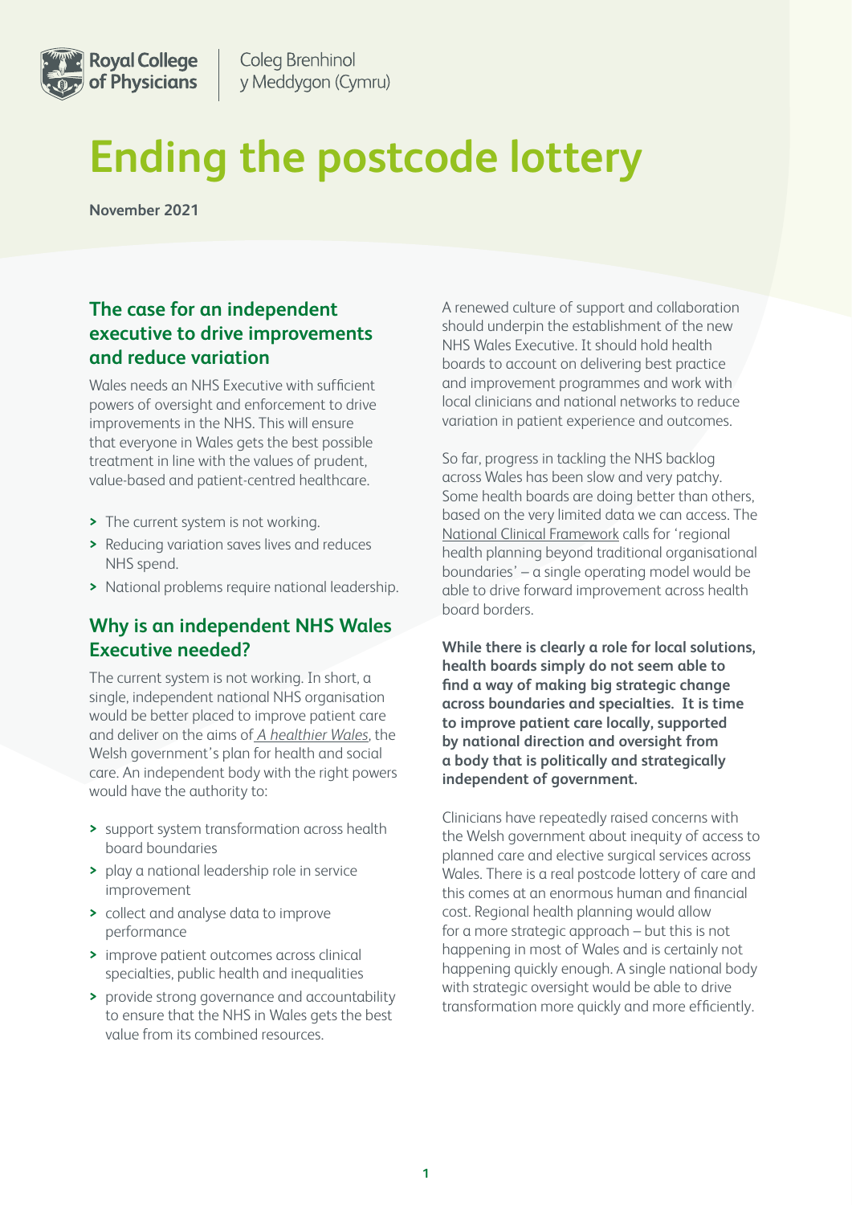Royal College of Physicians | Coleg Brenhinol y Meddygon (Cymru)

# Ending the postcode lottery

**November 2021**

## The case for an independent executive to drive improvements and reduce variation

Wales needs an NHS Executive with sufficient powers of oversight and enforcement to drive improvements in the NHS. This will ensure that everyone in Wales gets the best possible treatment in line with the values of prudent, value-based and patient-centred healthcare.

- The current system is not working.
- Reducing variation saves lives and reduces NHS spend.
- National problems require national leadership.

## Why is an independent NHS Wales Executive needed?

The current system is not working. In short, a single, independent national NHS organisation would be better placed to improve patient care and deliver on the aims of *A healthier Wales*, the Welsh government's plan for health and social care. An independent body with the right powers would have the authority to:

- support system transformation across health board boundaries
- play a national leadership role in service improvement
- collect and analyse data to improve performance
- improve patient outcomes across clinical specialties, public health and inequalities
- provide strong governance and accountability to ensure that the NHS in Wales gets the best value from its combined resources.

A renewed culture of support and collaboration should underpin the establishment of the new NHS Wales Executive. It should hold health boards to account on delivering best practice and improvement programmes and work with local clinicians and national networks to reduce variation in patient experience and outcomes.

So far, progress in tackling the NHS backlog across Wales has been slow and very patchy. Some health boards are doing better than others, based on the very limited data we can access. The National Clinical Framework calls for 'regional health planning beyond traditional organisational boundaries' – a single operating model would be able to drive forward improvement across health board borders.

**While there is clearly a role for local solutions, health boards simply do not seem able to find a way of making big strategic change across boundaries and specialties. It is time to improve patient care locally, supported by national direction and oversight from a body that is politically and strategically independent of government.**

Clinicians have repeatedly raised concerns with the Welsh government about inequity of access to planned care and elective surgical services across Wales. There is a real postcode lottery of care and this comes at an enormous human and financial cost. Regional health planning would allow for a more strategic approach – but this is not happening in most of Wales and is certainly not happening quickly enough. A single national body with strategic oversight would be able to drive transformation more quickly and more efficiently.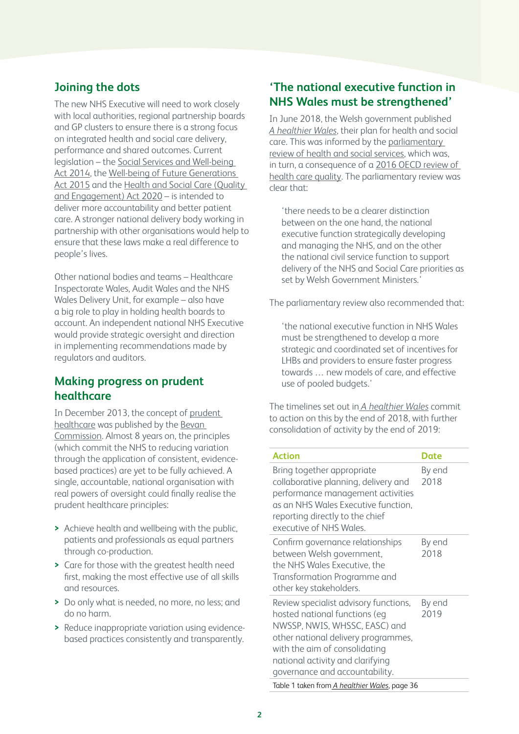## Joining the dots

The new NHS Executive will need to work closely with local authorities, regional partnership boards and GP clusters to ensure there is a strong focus on integrated health and social care delivery, performance and shared outcomes. Current legislation – the Social Services and Well-being Act 2014, the Well-being of Future Generations Act 2015 and the Health and Social Care (Quality and Engagement) Act 2020 – is intended to deliver more accountability and better patient care. A stronger national delivery body working in partnership with other organisations would help to ensure that these laws make a real difference to people's lives.

Other national bodies and teams – Healthcare Inspectorate Wales, Audit Wales and the NHS Wales Delivery Unit, for example – also have a big role to play in holding health boards to account. An independent national NHS Executive would provide strategic oversight and direction in implementing recommendations made by regulators and auditors.

## Making progress on prudent healthcare

In December 2013, the concept of prudent healthcare was published by the Bevan Commission. Almost 8 years on, the principles (which commit the NHS to reducing variation through the application of consistent, evidence-based practices) are yet to be fully achieved. A single, accountable, national organisation with real powers of oversight could finally realise the prudent healthcare principles:

- Achieve health and wellbeing with the public, patients and professionals as equal partners through co-production.
- Care for those with the greatest health need first, making the most effective use of all skills and resources.
- Do only what is needed, no more, no less; and do no harm.
- Reduce inappropriate variation using evidence-based practices consistently and transparently.

## 'The national executive function in NHS Wales must be strengthened'

In June 2018, the Welsh government published *A healthier Wales*, their plan for health and social care. This was informed by the parliamentary review of health and social services, which was, in turn, a consequence of a 2016 OECD review of health care quality. The parliamentary review was clear that:

> 'there needs to be a clearer distinction between on the one hand, the national executive function strategically developing and managing the NHS, and on the other the national civil service function to support delivery of the NHS and Social Care priorities as set by Welsh Government Ministers.'

The parliamentary review also recommended that:

> 'the national executive function in NHS Wales must be strengthened to develop a more strategic and coordinated set of incentives for LHBs and providers to ensure faster progress towards … new models of care, and effective use of pooled budgets.'

The timelines set out in *A healthier Wales* commit to action on this by the end of 2018, with further consolidation of activity by the end of 2019:

| Action | Date |
|---|---|
| Bring together appropriate collaborative planning, delivery and performance management activities as an NHS Wales Executive function, reporting directly to the chief executive of NHS Wales. | By end 2018 |
| Confirm governance relationships between Welsh government, the NHS Wales Executive, the Transformation Programme and other key stakeholders. | By end 2018 |
| Review specialist advisory functions, hosted national functions (eg NWSSP, NWIS, WHSSC, EASC) and other national delivery programmes, with the aim of consolidating national activity and clarifying governance and accountability. | By end 2019 |

Table 1 taken from *A healthier Wales*, page 36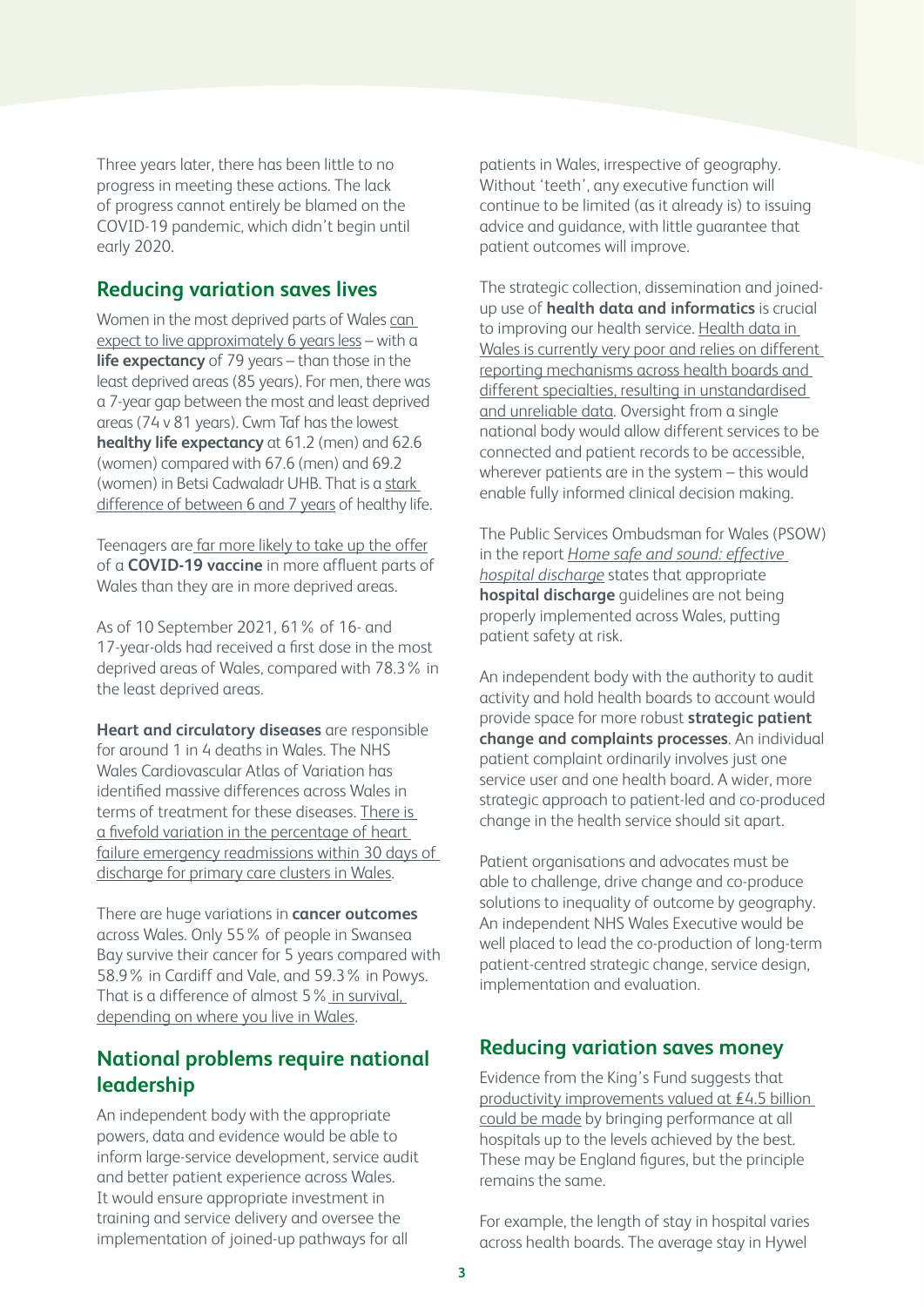Three years later, there has been little to no progress in meeting these actions. The lack of progress cannot entirely be blamed on the COVID-19 pandemic, which didn't begin until early 2020.

## Reducing variation saves lives

Women in the most deprived parts of Wales can expect to live approximately 6 years less – with a **life expectancy** of 79 years – than those in the least deprived areas (85 years). For men, there was a 7-year gap between the most and least deprived areas (74 v 81 years). Cwm Taf has the lowest **healthy life expectancy** at 61.2 (men) and 62.6 (women) compared with 67.6 (men) and 69.2 (women) in Betsi Cadwaladr UHB. That is a stark difference of between 6 and 7 years of healthy life.

Teenagers are far more likely to take up the offer of a **COVID-19 vaccine** in more affluent parts of Wales than they are in more deprived areas.

As of 10 September 2021, 61% of 16- and 17-year-olds had received a first dose in the most deprived areas of Wales, compared with 78.3% in the least deprived areas.

**Heart and circulatory diseases** are responsible for around 1 in 4 deaths in Wales. The NHS Wales Cardiovascular Atlas of Variation has identified massive differences across Wales in terms of treatment for these diseases. There is a fivefold variation in the percentage of heart failure emergency readmissions within 30 days of discharge for primary care clusters in Wales.

There are huge variations in **cancer outcomes** across Wales. Only 55% of people in Swansea Bay survive their cancer for 5 years compared with 58.9% in Cardiff and Vale, and 59.3% in Powys. That is a difference of almost 5% in survival, depending on where you live in Wales.

## National problems require national leadership

An independent body with the appropriate powers, data and evidence would be able to inform large-service development, service audit and better patient experience across Wales. It would ensure appropriate investment in training and service delivery and oversee the implementation of joined-up pathways for all patients in Wales, irrespective of geography. Without 'teeth', any executive function will continue to be limited (as it already is) to issuing advice and guidance, with little guarantee that patient outcomes will improve.

The strategic collection, dissemination and joined-up use of **health data and informatics** is crucial to improving our health service. Health data in Wales is currently very poor and relies on different reporting mechanisms across health boards and different specialties, resulting in unstandardised and unreliable data. Oversight from a single national body would allow different services to be connected and patient records to be accessible, wherever patients are in the system – this would enable fully informed clinical decision making.

The Public Services Ombudsman for Wales (PSOW) in the report *Home safe and sound: effective hospital discharge* states that appropriate **hospital discharge** guidelines are not being properly implemented across Wales, putting patient safety at risk.

An independent body with the authority to audit activity and hold health boards to account would provide space for more robust **strategic patient change and complaints processes**. An individual patient complaint ordinarily involves just one service user and one health board. A wider, more strategic approach to patient-led and co-produced change in the health service should sit apart.

Patient organisations and advocates must be able to challenge, drive change and co-produce solutions to inequality of outcome by geography. An independent NHS Wales Executive would be well placed to lead the co-production of long-term patient-centred strategic change, service design, implementation and evaluation.

## Reducing variation saves money

Evidence from the King's Fund suggests that productivity improvements valued at £4.5 billion could be made by bringing performance at all hospitals up to the levels achieved by the best. These may be England figures, but the principle remains the same.

For example, the length of stay in hospital varies across health boards. The average stay in Hywel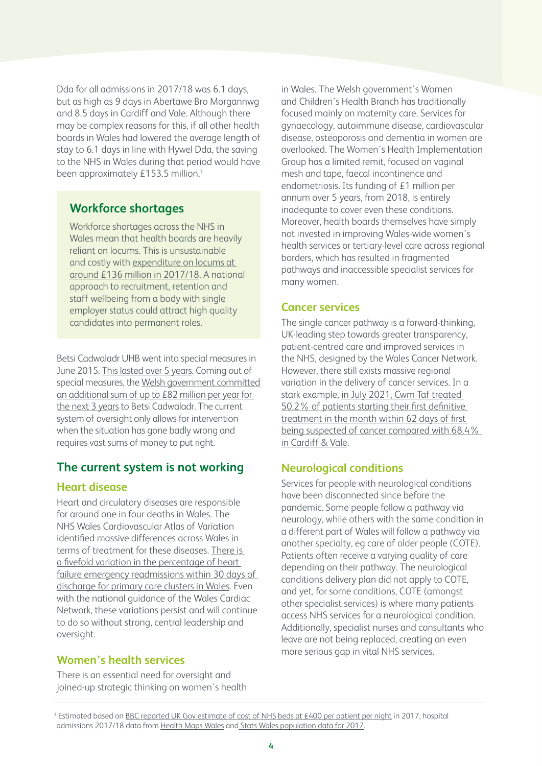Dda for all admissions in 2017/18 was 6.1 days, but as high as 9 days in Abertawe Bro Morgannwg and 8.5 days in Cardiff and Vale. Although there may be complex reasons for this, if all other health boards in Wales had lowered the average length of stay to 6.1 days in line with Hywel Dda, the saving to the NHS in Wales during that period would have been approximately £153.5 million.[1]

## Workforce shortages

Workforce shortages across the NHS in Wales mean that health boards are heavily reliant on locums. This is unsustainable and costly with expenditure on locums at around £136 million in 2017/18. A national approach to recruitment, retention and staff wellbeing from a body with single employer status could attract high quality candidates into permanent roles.

Betsi Cadwaladr UHB went into special measures in June 2015. This lasted over 5 years. Coming out of special measures, the Welsh government committed an additional sum of up to £82 million per year for the next 3 years to Betsi Cadwaladr. The current system of oversight only allows for intervention when the situation has gone badly wrong and requires vast sums of money to put right.

## The current system is not working

### Heart disease

Heart and circulatory diseases are responsible for around one in four deaths in Wales. The NHS Wales Cardiovascular Atlas of Variation identified massive differences across Wales in terms of treatment for these diseases. There is a fivefold variation in the percentage of heart failure emergency readmissions within 30 days of discharge for primary care clusters in Wales. Even with the national guidance of the Wales Cardiac Network, these variations persist and will continue to do so without strong, central leadership and oversight.

### Women's health services

There is an essential need for oversight and joined-up strategic thinking on women's health in Wales. The Welsh government's Women and Children's Health Branch has traditionally focused mainly on maternity care. Services for gynaecology, autoimmune disease, cardiovascular disease, osteoporosis and dementia in women are overlooked. The Women's Health Implementation Group has a limited remit, focused on vaginal mesh and tape, faecal incontinence and endometriosis. Its funding of £1 million per annum over 5 years, from 2018, is entirely inadequate to cover even these conditions. Moreover, health boards themselves have simply not invested in improving Wales-wide women's health services or tertiary-level care across regional borders, which has resulted in fragmented pathways and inaccessible specialist services for many women.

### Cancer services

The single cancer pathway is a forward-thinking, UK-leading step towards greater transparency, patient-centred care and improved services in the NHS, designed by the Wales Cancer Network. However, there still exists massive regional variation in the delivery of cancer services. In a stark example, in July 2021, Cwm Taf treated 50.2% of patients starting their first definitive treatment in the month within 62 days of first being suspected of cancer compared with 68.4% in Cardiff & Vale.

### Neurological conditions

Services for people with neurological conditions have been disconnected since before the pandemic. Some people follow a pathway via neurology, while others with the same condition in a different part of Wales will follow a pathway via another specialty, eg care of older people (COTE). Patients often receive a varying quality of care depending on their pathway. The neurological conditions delivery plan did not apply to COTE, and yet, for some conditions, COTE (amongst other specialist services) is where many patients access NHS services for a neurological condition. Additionally, specialist nurses and consultants who leave are not being replaced, creating an even more serious gap in vital NHS services.

---

[1] Estimated based on BBC reported UK Gov estimate of cost of NHS beds at £400 per patient per night in 2017, hospital admissions 2017/18 data from Health Maps Wales and Stats Wales population data for 2017.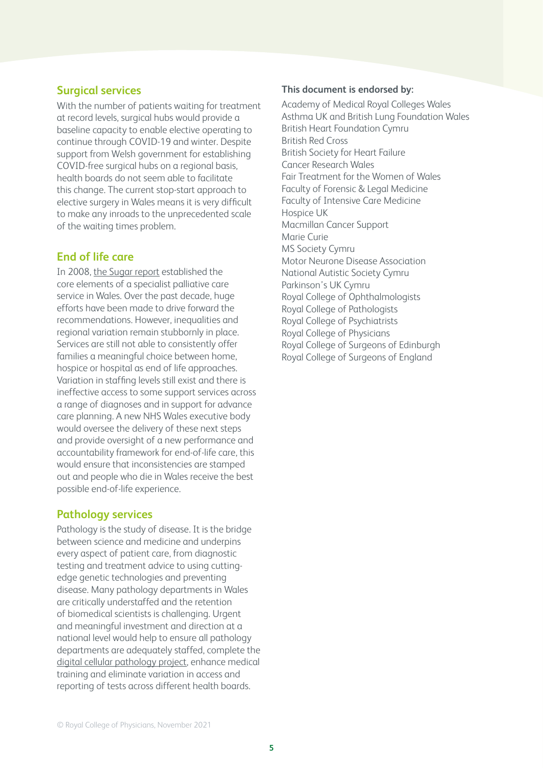## Surgical services

With the number of patients waiting for treatment at record levels, surgical hubs would provide a baseline capacity to enable elective operating to continue through COVID-19 and winter. Despite support from Welsh government for establishing COVID-free surgical hubs on a regional basis, health boards do not seem able to facilitate this change. The current stop-start approach to elective surgery in Wales means it is very difficult to make any inroads to the unprecedented scale of the waiting times problem.

## End of life care

In 2008, the Sugar report established the core elements of a specialist palliative care service in Wales. Over the past decade, huge efforts have been made to drive forward the recommendations. However, inequalities and regional variation remain stubbornly in place. Services are still not able to consistently offer families a meaningful choice between home, hospice or hospital as end of life approaches. Variation in staffing levels still exist and there is ineffective access to some support services across a range of diagnoses and in support for advance care planning. A new NHS Wales executive body would oversee the delivery of these next steps and provide oversight of a new performance and accountability framework for end-of-life care, this would ensure that inconsistencies are stamped out and people who die in Wales receive the best possible end-of-life experience.

## Pathology services

Pathology is the study of disease. It is the bridge between science and medicine and underpins every aspect of patient care, from diagnostic testing and treatment advice to using cutting-edge genetic technologies and preventing disease. Many pathology departments in Wales are critically understaffed and the retention of biomedical scientists is challenging. Urgent and meaningful investment and direction at a national level would help to ensure all pathology departments are adequately staffed, complete the digital cellular pathology project, enhance medical training and eliminate variation in access and reporting of tests across different health boards.

**This document is endorsed by:**

Academy of Medical Royal Colleges Wales
Asthma UK and British Lung Foundation Wales
British Heart Foundation Cymru
British Red Cross
British Society for Heart Failure
Cancer Research Wales
Fair Treatment for the Women of Wales
Faculty of Forensic & Legal Medicine
Faculty of Intensive Care Medicine
Hospice UK
Macmillan Cancer Support
Marie Curie
MS Society Cymru
Motor Neurone Disease Association
National Autistic Society Cymru
Parkinson's UK Cymru
Royal College of Ophthalmologists
Royal College of Pathologists
Royal College of Psychiatrists
Royal College of Physicians
Royal College of Surgeons of Edinburgh
Royal College of Surgeons of England

© Royal College of Physicians, November 2021